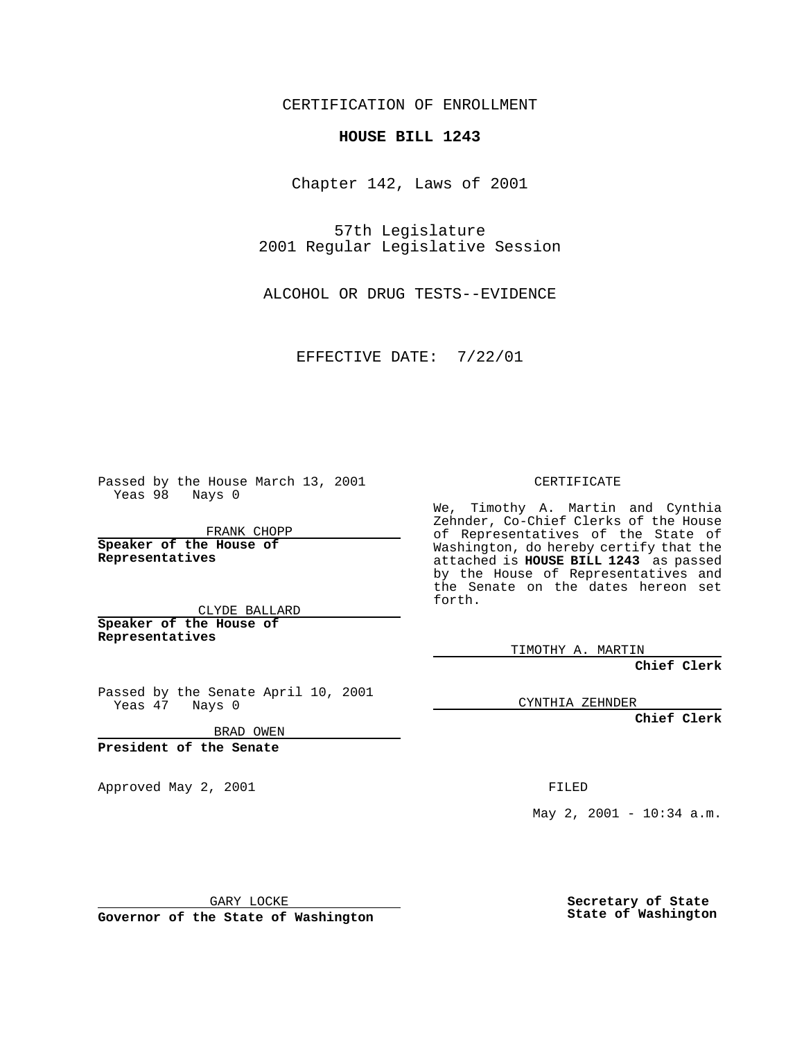CERTIFICATION OF ENROLLMENT

**HOUSE BILL 1243**

Chapter 142, Laws of 2001

57th Legislature
2001 Regular Legislative Session

ALCOHOL OR DRUG TESTS--EVIDENCE

EFFECTIVE DATE: 7/22/01

Passed by the House March 13, 2001
Yeas 98 Nays 0

FRANK CHOPP

**Speaker of the House of Representatives**

CLYDE BALLARD

**Speaker of the House of Representatives**

Passed by the Senate April 10, 2001
Yeas 47 Nays 0

BRAD OWEN

**President of the Senate**

Approved May 2, 2001

GARY LOCKE

**Governor of the State of Washington**

CERTIFICATE

We, Timothy A. Martin and Cynthia Zehnder, Co-Chief Clerks of the House of Representatives of the State of Washington, do hereby certify that the attached is **HOUSE BILL 1243** as passed by the House of Representatives and the Senate on the dates hereon set forth.

TIMOTHY A. MARTIN

**Chief Clerk**

CYNTHIA ZEHNDER

**Chief Clerk**

FILED

May 2, 2001 - 10:34 a.m.

**Secretary of State**
**State of Washington**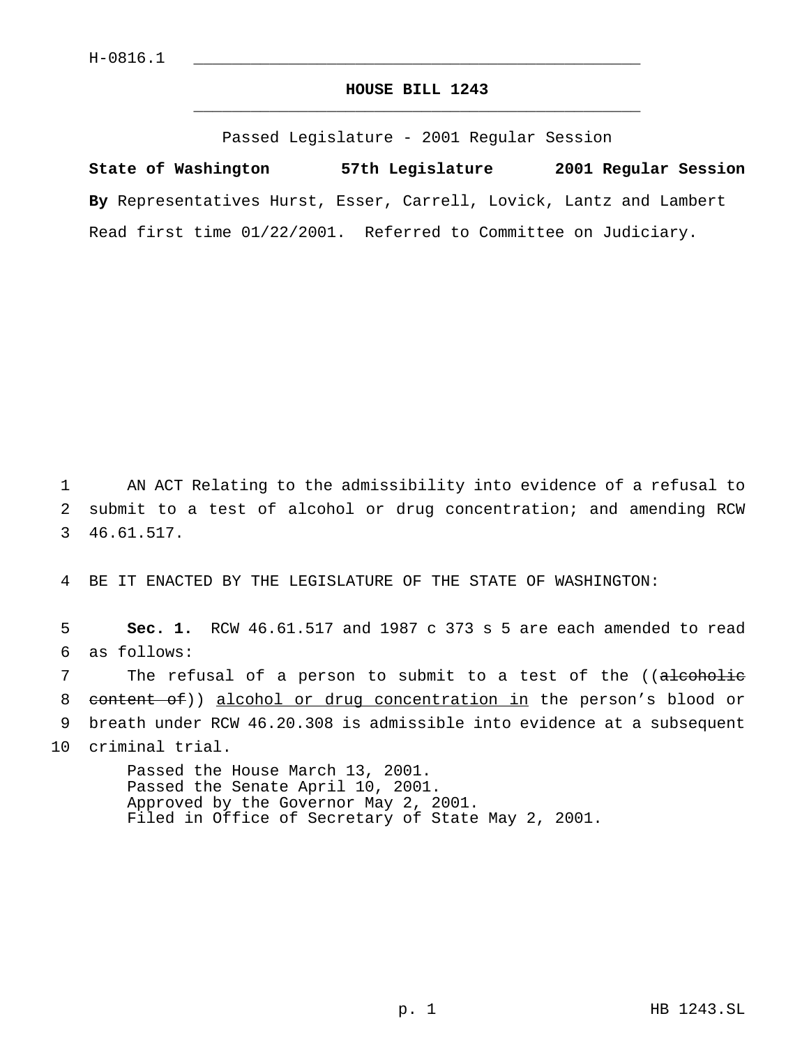H-0816.1

**HOUSE BILL 1243**

Passed Legislature - 2001 Regular Session

**State of Washington 57th Legislature 2001 Regular Session**

**By** Representatives Hurst, Esser, Carrell, Lovick, Lantz and Lambert

Read first time 01/22/2001. Referred to Committee on Judiciary.

AN ACT Relating to the admissibility into evidence of a refusal to submit to a test of alcohol or drug concentration; and amending RCW 46.61.517.

BE IT ENACTED BY THE LEGISLATURE OF THE STATE OF WASHINGTON:

**Sec. 1.** RCW 46.61.517 and 1987 c 373 s 5 are each amended to read as follows:

The refusal of a person to submit to a test of the ((~~alcoholic content of~~)) alcohol or drug concentration in the person's blood or breath under RCW 46.20.308 is admissible into evidence at a subsequent criminal trial.

Passed the House March 13, 2001.
Passed the Senate April 10, 2001.
Approved by the Governor May 2, 2001.
Filed in Office of Secretary of State May 2, 2001.